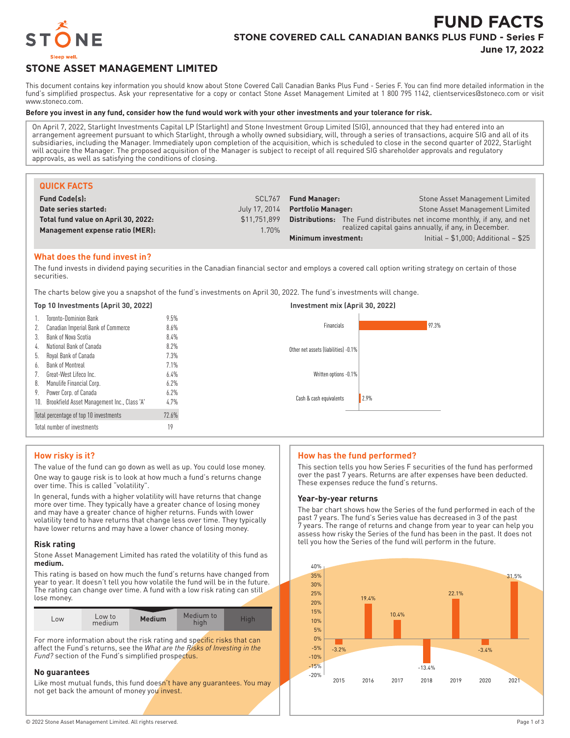# FUND FACTS

## STONE COVERED CALL CANADIAN BANKS PLUS FUND - Series F

**June 17, 2022**

STONE

Sleep well.

## STONE ASSET MANAGEMENT LIMITED

This document contains key information you should know about Stone Covered Call Canadian Banks Plus Fund - Series F. You can find more detailed information in the fund's simplified prospectus. Ask your representative for a copy or contact Stone Asset Management Limited at 1 800 795 1142, clientservices@stoneco.com or visit www.stoneco.com.

**Before you invest in any fund, consider how the fund would work with your other investments and your tolerance for risk.**

On April 7, 2022, Starlight Investments Capital LP (Starlight) and Stone Investment Group Limited (SIG), announced that they had entered into an arrangement agreement pursuant to which Starlight, through a wholly owned subsidiary, will, through a series of transactions, acquire SIG and all of its subsidiaries, including the Manager. Immediately upon completion of the acquisition, which is scheduled to close in the second quarter of 2022, Starlight will acquire the Manager. The proposed acquisition of the Manager is subject to receipt of all required SIG shareholder approvals and regulatory approvals, as well as satisfying the conditions of closing.

### QUICK FACTS

| | | | |
|---|---|---|---|
| **Fund Code(s):** | SCL767 | **Fund Manager:** | Stone Asset Management Limited |
| **Date series started:** | July 17, 2014 | **Portfolio Manager:** | Stone Asset Management Limited |
| **Total fund value on April 30, 2022:** | $11,751,899 | **Distributions:** | The Fund distributes net income monthly, if any, and net realized capital gains annually, if any, in December. |
| **Management expense ratio (MER):** | 1.70% | **Minimum investment:** | Initial – $1,000; Additional – $25 |

### What does the fund invest in?

The fund invests in dividend paying securities in the Canadian financial sector and employs a covered call option writing strategy on certain of those securities.

The charts below give you a snapshot of the fund's investments on April 30, 2022. The fund's investments will change.

**Top 10 Investments (April 30, 2022)**

| | | |
|---|---|---|
| 1. | Toronto-Dominion Bank | 9.5% |
| 2. | Canadian Imperial Bank of Commerce | 8.6% |
| 3. | Bank of Nova Scotia | 8.4% |
| 4. | National Bank of Canada | 8.2% |
| 5. | Royal Bank of Canada | 7.3% |
| 6. | Bank of Montreal | 7.1% |
| 7. | Great-West Lifeco Inc. | 6.4% |
| 8. | Manulife Financial Corp. | 6.2% |
| 9. | Power Corp. of Canada | 6.2% |
| 10. | Brookfield Asset Management Inc., Class 'A' | 4.7% |
| | Total percentage of top 10 investments | 72.6% |
| | Total number of investments | 19 |

**Investment mix (April 30, 2022)**

| Investment | % |
|---|---|
| Financials | 97.3% |
| Other net assets (liabilities) | -0.1% |
| Written options | -0.1% |
| Cash & cash equivalents | 2.9% |

### How risky is it?

The value of the fund can go down as well as up. You could lose money.

One way to gauge risk is to look at how much a fund's returns change over time. This is called "volatility".

In general, funds with a higher volatility will have returns that change more over time. They typically have a greater chance of losing money and may have a greater chance of higher returns. Funds with lower volatility tend to have returns that change less over time. They typically have lower returns and may have a lower chance of losing money.

#### Risk rating

Stone Asset Management Limited has rated the volatility of this fund as **medium.**

This rating is based on how much the fund's returns have changed from year to year. It doesn't tell you how volatile the fund will be in the future. The rating can change over time. A fund with a low risk rating can still lose money.

| Low | Low to medium | **Medium** | Medium to high | High |
|---|---|---|---|---|

For more information about the risk rating and specific risks that can affect the Fund's returns, see the *What are the Risks of Investing in the Fund?* section of the Fund's simplified prospectus.

#### No guarantees

Like most mutual funds, this fund doesn't have any guarantees. You may not get back the amount of money you invest.

### How has the fund performed?

This section tells you how Series F securities of the fund has performed over the past 7 years. Returns are after expenses have been deducted. These expenses reduce the fund's returns.

#### Year-by-year returns

The bar chart shows how the Series of the fund performed in each of the past 7 years. The fund's Series value has decreased in 3 of the past 7 years. The range of returns and change from year to year can help you assess how risky the Series of the fund has been in the past. It does not tell you how the Series of the fund will perform in the future.

| Year | Return |
|---|---|
| 2015 | -3.2% |
| 2016 | 19.4% |
| 2017 | 10.4% |
| 2018 | -13.4% |
| 2019 | 22.1% |
| 2020 | -3.4% |
| 2021 | 31.5% |

© 2022 Stone Asset Management Limited. All rights reserved.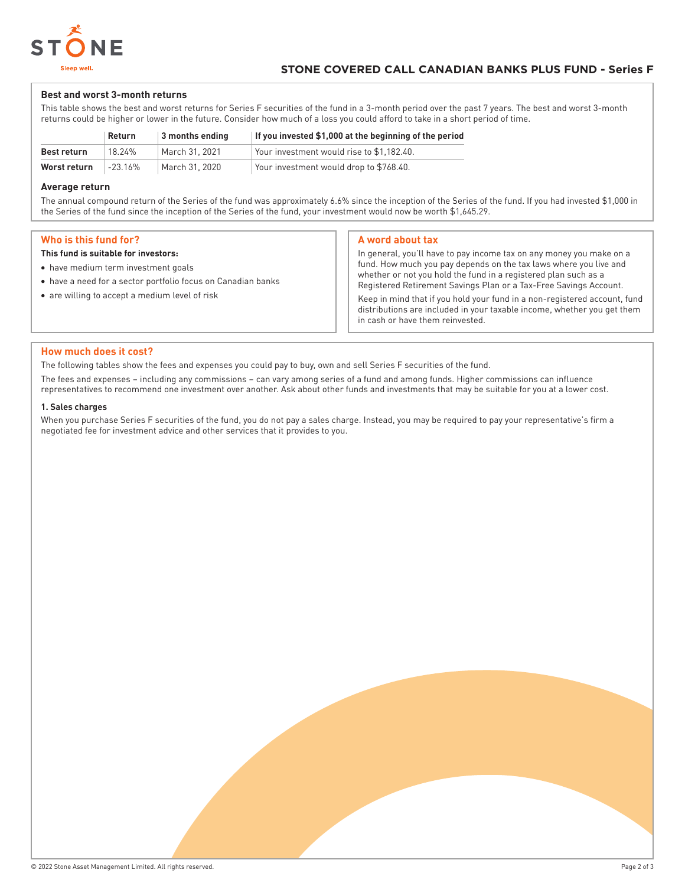### Best and worst 3-month returns

This table shows the best and worst returns for Series F securities of the fund in a 3-month period over the past 7 years. The best and worst 3-month returns could be higher or lower in the future. Consider how much of a loss you could afford to take in a short period of time.

| | Return | 3 months ending | If you invested $1,000 at the beginning of the period |
|---|---|---|---|
| **Best return** | 18.24% | March 31, 2021 | Your investment would rise to $1,182.40. |
| **Worst return** | -23.16% | March 31, 2020 | Your investment would drop to $768.40. |

### Average return

The annual compound return of the Series of the fund was approximately 6.6% since the inception of the Series of the fund. If you had invested $1,000 in the Series of the fund since the inception of the Series of the fund, your investment would now be worth $1,645.29.

## Who is this fund for?

**This fund is suitable for investors:**

- have medium term investment goals
- have a need for a sector portfolio focus on Canadian banks
- are willing to accept a medium level of risk

## A word about tax

In general, you'll have to pay income tax on any money you make on a fund. How much you pay depends on the tax laws where you live and whether or not you hold the fund in a registered plan such as a Registered Retirement Savings Plan or a Tax-Free Savings Account.

Keep in mind that if you hold your fund in a non-registered account, fund distributions are included in your taxable income, whether you get them in cash or have them reinvested.

## How much does it cost?

The following tables show the fees and expenses you could pay to buy, own and sell Series F securities of the fund.

The fees and expenses – including any commissions – can vary among series of a fund and among funds. Higher commissions can influence representatives to recommend one investment over another. Ask about other funds and investments that may be suitable for you at a lower cost.

#### 1. Sales charges

When you purchase Series F securities of the fund, you do not pay a sales charge. Instead, you may be required to pay your representative's firm a negotiated fee for investment advice and other services that it provides to you.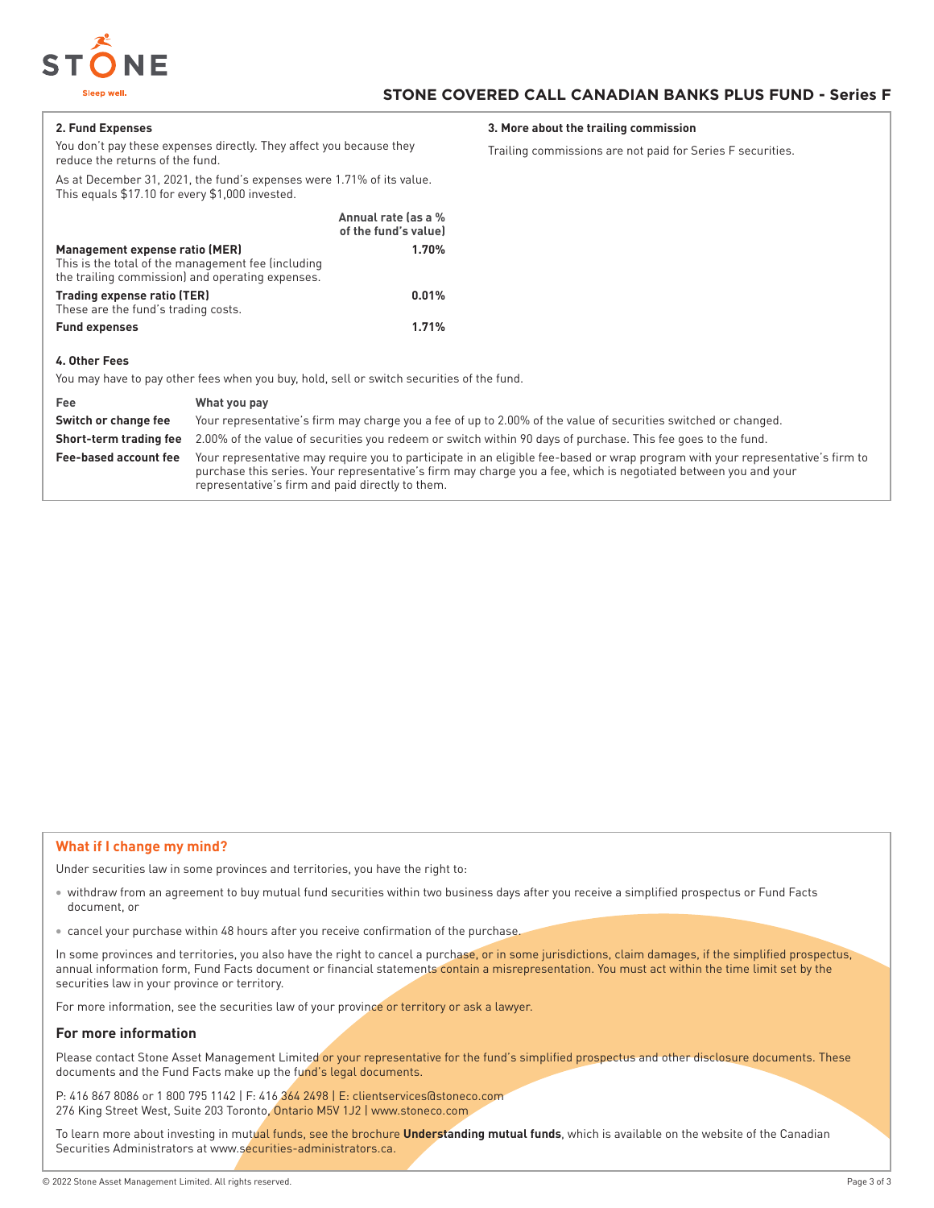# STONE COVERED CALL CANADIAN BANKS PLUS FUND - Series F

## 2. Fund Expenses

You don't pay these expenses directly. They affect you because they reduce the returns of the fund.

As at December 31, 2021, the fund's expenses were 1.71% of its value. This equals $17.10 for every $1,000 invested.

| | Annual rate (as a % of the fund's value) |
|---|---|
| **Management expense ratio (MER)**<br>This is the total of the management fee (including the trailing commission) and operating expenses. | **1.70%** |
| **Trading expense ratio (TER)**<br>These are the fund's trading costs. | **0.01%** |
| **Fund expenses** | **1.71%** |

## 3. More about the trailing commission

Trailing commissions are not paid for Series F securities.

## 4. Other Fees

You may have to pay other fees when you buy, hold, sell or switch securities of the fund.

| Fee | What you pay |
|---|---|
| **Switch or change fee** | Your representative's firm may charge you a fee of up to 2.00% of the value of securities switched or changed. |
| **Short-term trading fee** | 2.00% of the value of securities you redeem or switch within 90 days of purchase. This fee goes to the fund. |
| **Fee-based account fee** | Your representative may require you to participate in an eligible fee-based or wrap program with your representative's firm to purchase this series. Your representative's firm may charge you a fee, which is negotiated between you and your representative's firm and paid directly to them. |

## What if I change my mind?

Under securities law in some provinces and territories, you have the right to:

- withdraw from an agreement to buy mutual fund securities within two business days after you receive a simplified prospectus or Fund Facts document, or
- cancel your purchase within 48 hours after you receive confirmation of the purchase.

In some provinces and territories, you also have the right to cancel a purchase, or in some jurisdictions, claim damages, if the simplified prospectus, annual information form, Fund Facts document or financial statements contain a misrepresentation. You must act within the time limit set by the securities law in your province or territory.

For more information, see the securities law of your province or territory or ask a lawyer.

## For more information

Please contact Stone Asset Management Limited or your representative for the fund's simplified prospectus and other disclosure documents. These documents and the Fund Facts make up the fund's legal documents.

P: 416 867 8086 or 1 800 795 1142 | F: 416 364 2498 | E: clientservices@stoneco.com
276 King Street West, Suite 203 Toronto, Ontario M5V 1J2 | www.stoneco.com

To learn more about investing in mutual funds, see the brochure **Understanding mutual funds**, which is available on the website of the Canadian Securities Administrators at www.securities-administrators.ca.

© 2022 Stone Asset Management Limited. All rights reserved.